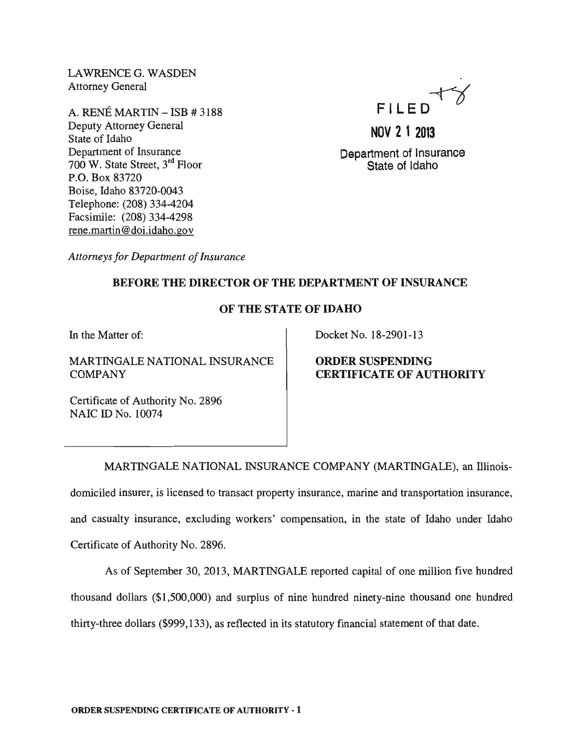LAWRENCE G. WASDEN
Attorney General

A. RENÉ MARTIN – ISB # 3188
Deputy Attorney General
State of Idaho
Department of Insurance
700 W. State Street, 3rd Floor
P.O. Box 83720
Boise, Idaho 83720-0043
Telephone: (208) 334-4204
Facsimile: (208) 334-4298
rene.martin@doi.idaho.gov

*Attorneys for Department of Insurance*

FILED
NOV 2 1 2013
Department of Insurance
State of Idaho

**BEFORE THE DIRECTOR OF THE DEPARTMENT OF INSURANCE**

**OF THE STATE OF IDAHO**

| | |
|---|---|
| In the Matter of:<br><br>MARTINGALE NATIONAL INSURANCE COMPANY<br><br>Certificate of Authority No. 2896<br>NAIC ID No. 10074 | Docket No. 18-2901-13<br><br>**ORDER SUSPENDING CERTIFICATE OF AUTHORITY** |

MARTINGALE NATIONAL INSURANCE COMPANY (MARTINGALE), an Illinois-domiciled insurer, is licensed to transact property insurance, marine and transportation insurance, and casualty insurance, excluding workers' compensation, in the state of Idaho under Idaho Certificate of Authority No. 2896.

As of September 30, 2013, MARTINGALE reported capital of one million five hundred thousand dollars ($1,500,000) and surplus of nine hundred ninety-nine thousand one hundred thirty-three dollars ($999,133), as reflected in its statutory financial statement of that date.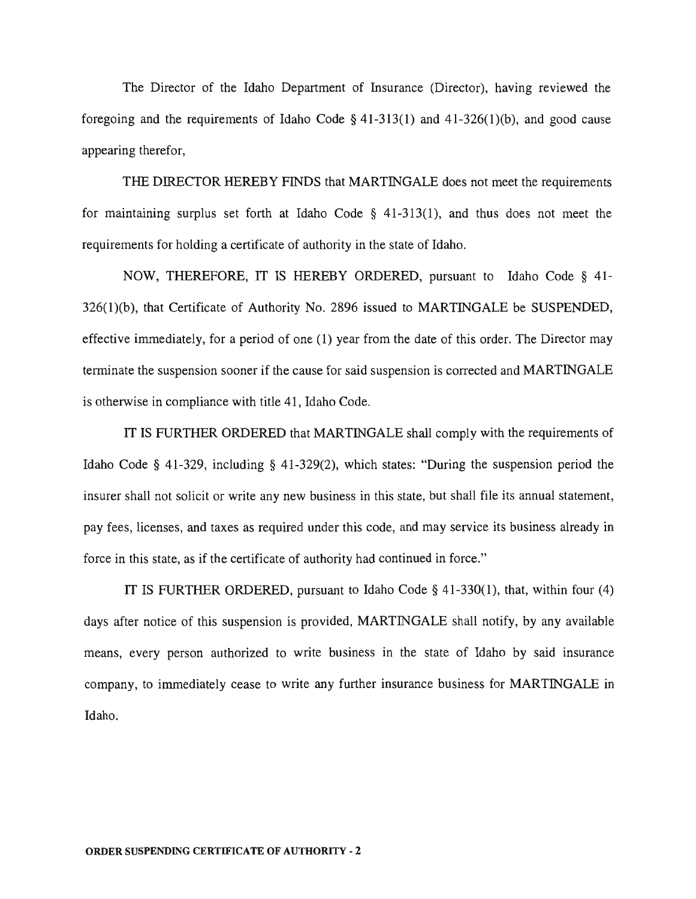The Director of the Idaho Department of Insurance (Director), having reviewed the foregoing and the requirements of Idaho Code § 41-313(1) and 41-326(1)(b), and good cause appearing therefor,

THE DIRECTOR HEREBY FINDS that MARTINGALE does not meet the requirements for maintaining surplus set forth at Idaho Code § 41-313(1), and thus does not meet the requirements for holding a certificate of authority in the state of Idaho.

NOW, THEREFORE, IT IS HEREBY ORDERED, pursuant to Idaho Code § 41-326(1)(b), that Certificate of Authority No. 2896 issued to MARTINGALE be SUSPENDED, effective immediately, for a period of one (1) year from the date of this order. The Director may terminate the suspension sooner if the cause for said suspension is corrected and MARTINGALE is otherwise in compliance with title 41, Idaho Code.

IT IS FURTHER ORDERED that MARTINGALE shall comply with the requirements of Idaho Code § 41-329, including § 41-329(2), which states: "During the suspension period the insurer shall not solicit or write any new business in this state, but shall file its annual statement, pay fees, licenses, and taxes as required under this code, and may service its business already in force in this state, as if the certificate of authority had continued in force."

IT IS FURTHER ORDERED, pursuant to Idaho Code § 41-330(1), that, within four (4) days after notice of this suspension is provided, MARTINGALE shall notify, by any available means, every person authorized to write business in the state of Idaho by said insurance company, to immediately cease to write any further insurance business for MARTINGALE in Idaho.

**ORDER SUSPENDING CERTIFICATE OF AUTHORITY - 2**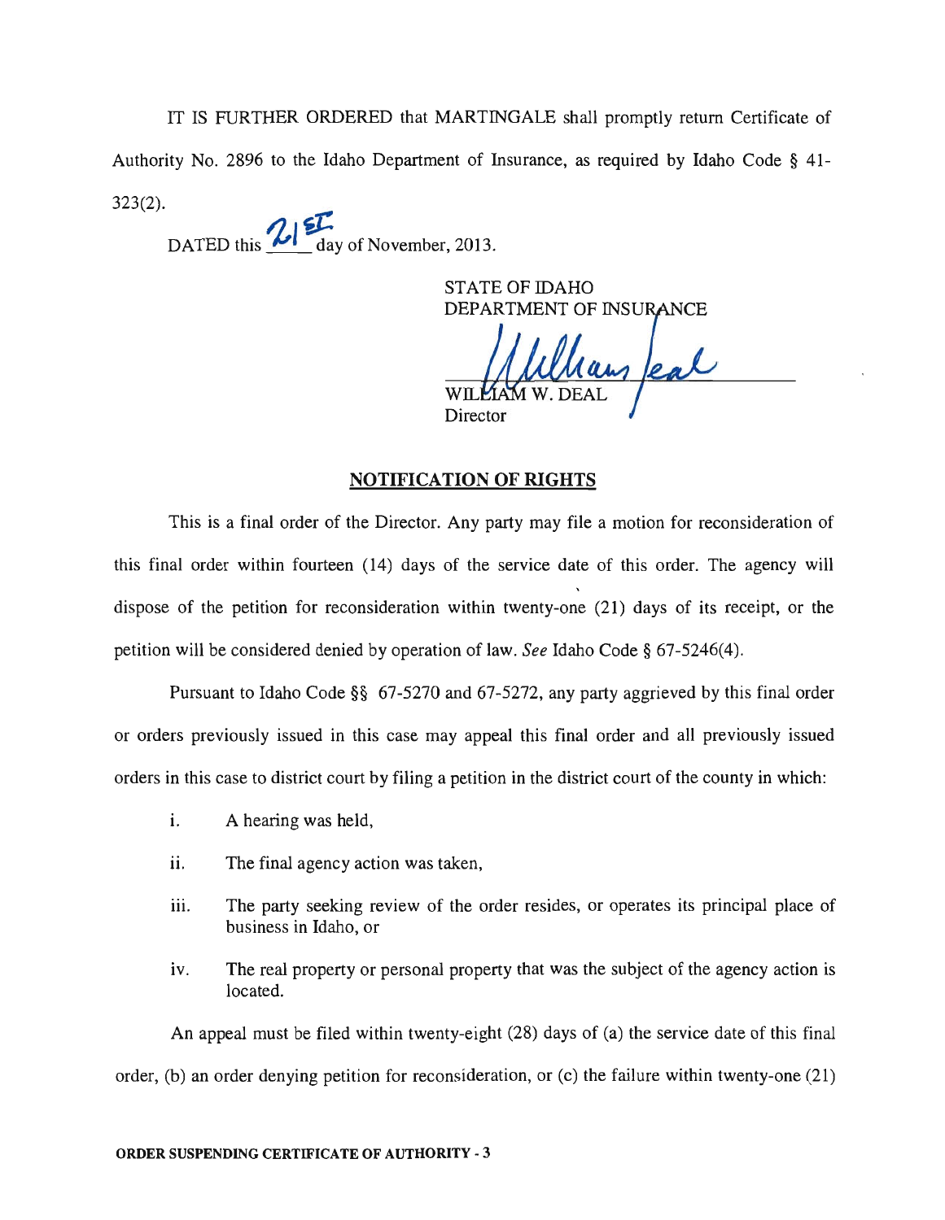IT IS FURTHER ORDERED that MARTINGALE shall promptly return Certificate of Authority No. 2896 to the Idaho Department of Insurance, as required by Idaho Code § 41-323(2).

DATED this 21st day of November, 2013.

STATE OF IDAHO
DEPARTMENT OF INSURANCE

WILLIAM W. DEAL
Director

## NOTIFICATION OF RIGHTS

This is a final order of the Director. Any party may file a motion for reconsideration of this final order within fourteen (14) days of the service date of this order. The agency will dispose of the petition for reconsideration within twenty-one (21) days of its receipt, or the petition will be considered denied by operation of law. *See* Idaho Code § 67-5246(4).

Pursuant to Idaho Code §§ 67-5270 and 67-5272, any party aggrieved by this final order or orders previously issued in this case may appeal this final order and all previously issued orders in this case to district court by filing a petition in the district court of the county in which:

i. A hearing was held,

ii. The final agency action was taken,

iii. The party seeking review of the order resides, or operates its principal place of business in Idaho, or

iv. The real property or personal property that was the subject of the agency action is located.

An appeal must be filed within twenty-eight (28) days of (a) the service date of this final order, (b) an order denying petition for reconsideration, or (c) the failure within twenty-one (21)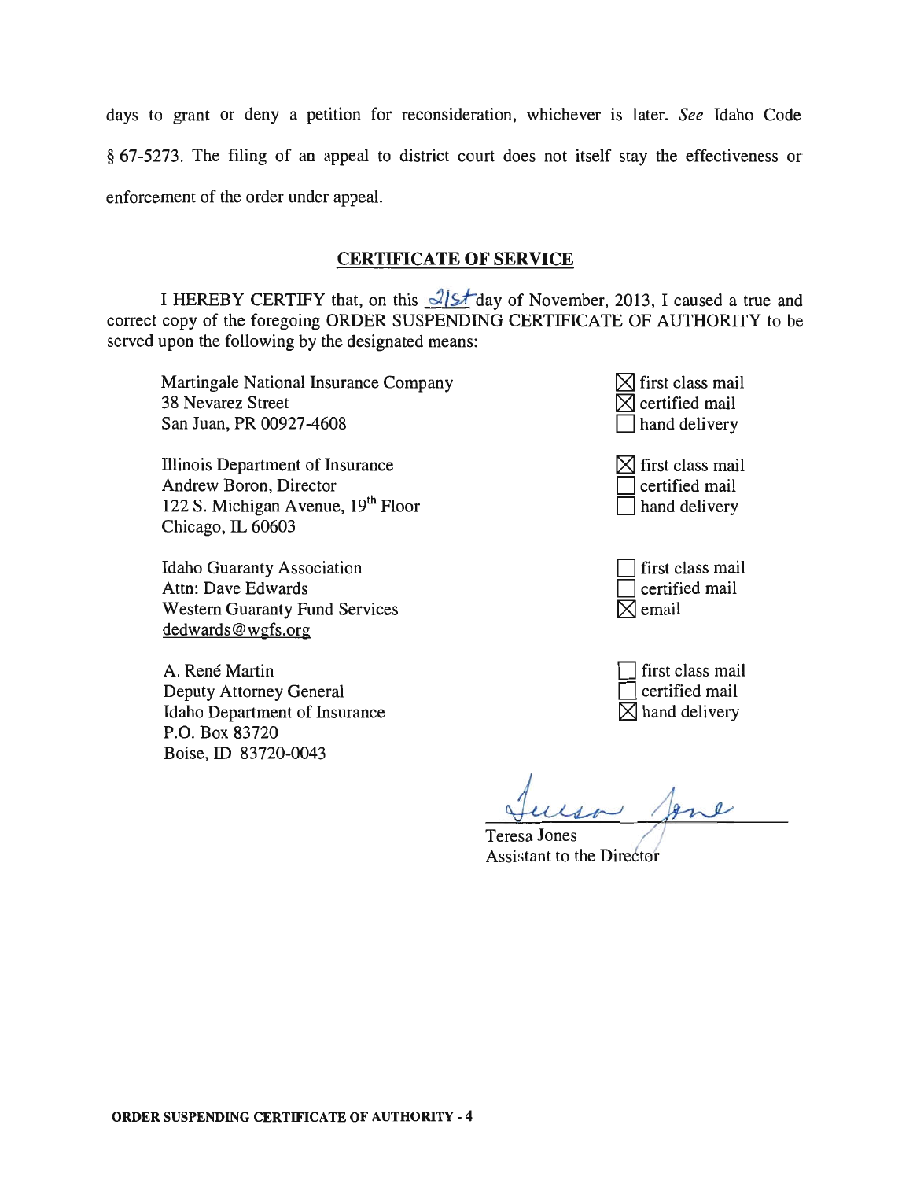days to grant or deny a petition for reconsideration, whichever is later. *See* Idaho Code § 67-5273. The filing of an appeal to district court does not itself stay the effectiveness or enforcement of the order under appeal.

## CERTIFICATE OF SERVICE

I HEREBY CERTIFY that, on this 21st day of November, 2013, I caused a true and correct copy of the foregoing ORDER SUSPENDING CERTIFICATE OF AUTHORITY to be served upon the following by the designated means:

| | |
|---|---|
| Martingale National Insurance Company<br>38 Nevarez Street<br>San Juan, PR 00927-4608 | ☒ first class mail<br>☒ certified mail<br>☐ hand delivery |
| Illinois Department of Insurance<br>Andrew Boron, Director<br>122 S. Michigan Avenue, 19th Floor<br>Chicago, IL 60603 | ☒ first class mail<br>☐ certified mail<br>☐ hand delivery |
| Idaho Guaranty Association<br>Attn: Dave Edwards<br>Western Guaranty Fund Services<br>dedwards@wgfs.org | ☐ first class mail<br>☐ certified mail<br>☒ email |
| A. René Martin<br>Deputy Attorney General<br>Idaho Department of Insurance<br>P.O. Box 83720<br>Boise, ID 83720-0043 | ☐ first class mail<br>☐ certified mail<br>☒ hand delivery |

Teresa Jones
Assistant to the Director